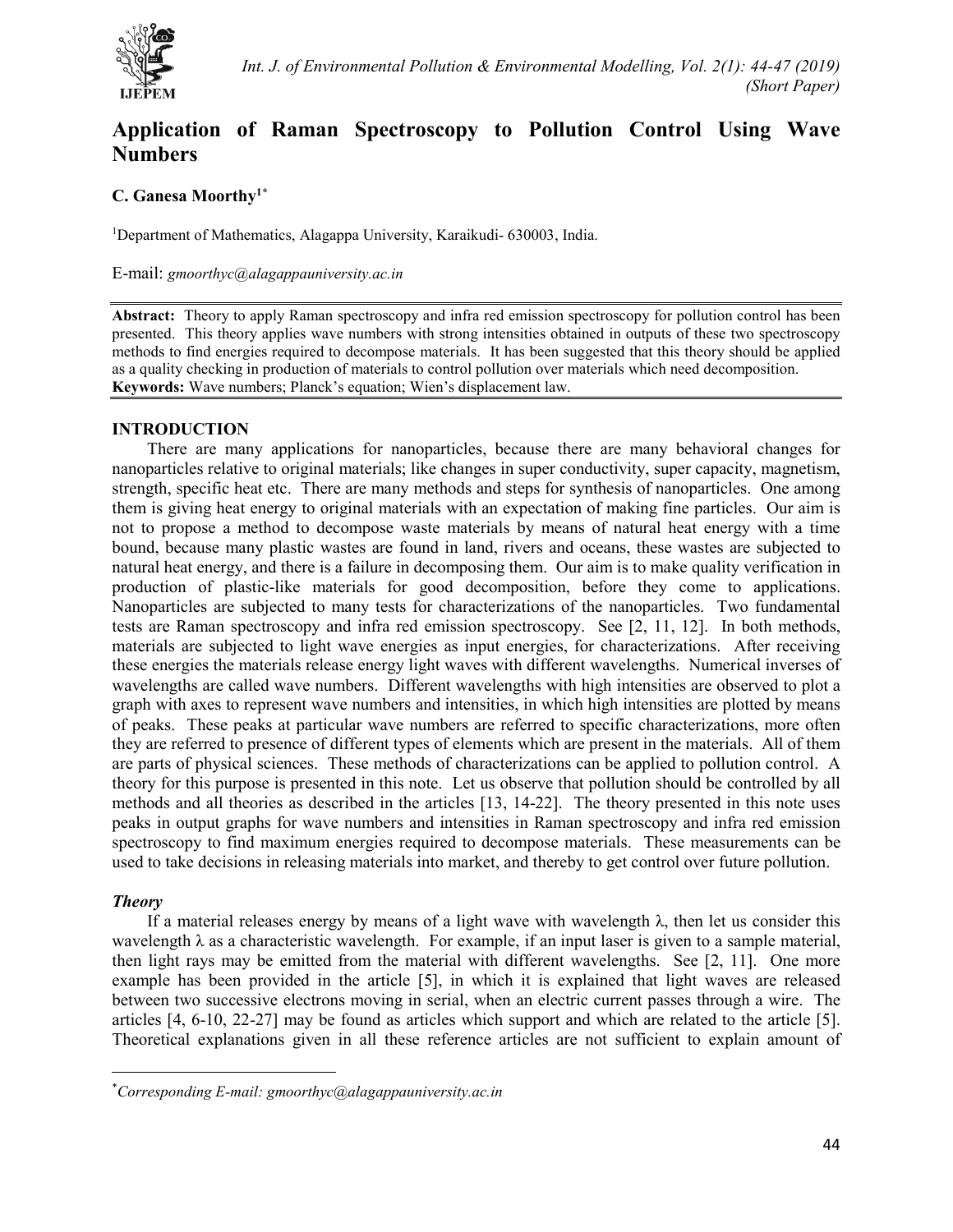# Application of Raman Spectroscopy to Pollution Control Using Wave Numbers

**C. Ganesa Moorthy[1*]**

[1]Department of Mathematics, Alagappa University, Karaikudi- 630003, India.

E-mail: *gmoorthyc@alagappauniversity.ac.in*

**Abstract:** Theory to apply Raman spectroscopy and infra red emission spectroscopy for pollution control has been presented. This theory applies wave numbers with strong intensities obtained in outputs of these two spectroscopy methods to find energies required to decompose materials. It has been suggested that this theory should be applied as a quality checking in production of materials to control pollution over materials which need decomposition.
**Keywords:** Wave numbers; Planck's equation; Wien's displacement law.

## INTRODUCTION

There are many applications for nanoparticles, because there are many behavioral changes for nanoparticles relative to original materials; like changes in super conductivity, super capacity, magnetism, strength, specific heat etc. There are many methods and steps for synthesis of nanoparticles. One among them is giving heat energy to original materials with an expectation of making fine particles. Our aim is not to propose a method to decompose waste materials by means of natural heat energy with a time bound, because many plastic wastes are found in land, rivers and oceans, these wastes are subjected to natural heat energy, and there is a failure in decomposing them. Our aim is to make quality verification in production of plastic-like materials for good decomposition, before they come to applications. Nanoparticles are subjected to many tests for characterizations of the nanoparticles. Two fundamental tests are Raman spectroscopy and infra red emission spectroscopy. See [2, 11, 12]. In both methods, materials are subjected to light wave energies as input energies, for characterizations. After receiving these energies the materials release energy light waves with different wavelengths. Numerical inverses of wavelengths are called wave numbers. Different wavelengths with high intensities are observed to plot a graph with axes to represent wave numbers and intensities, in which high intensities are plotted by means of peaks. These peaks at particular wave numbers are referred to specific characterizations, more often they are referred to presence of different types of elements which are present in the materials. All of them are parts of physical sciences. These methods of characterizations can be applied to pollution control. A theory for this purpose is presented in this note. Let us observe that pollution should be controlled by all methods and all theories as described in the articles [13, 14-22]. The theory presented in this note uses peaks in output graphs for wave numbers and intensities in Raman spectroscopy and infra red emission spectroscopy to find maximum energies required to decompose materials. These measurements can be used to take decisions in releasing materials into market, and thereby to get control over future pollution.

### *Theory*

If a material releases energy by means of a light wave with wavelength $\lambda$, then let us consider this wavelength $\lambda$ as a characteristic wavelength. For example, if an input laser is given to a sample material, then light rays may be emitted from the material with different wavelengths. See [2, 11]. One more example has been provided in the article [5], in which it is explained that light waves are released between two successive electrons moving in serial, when an electric current passes through a wire. The articles [4, 6-10, 22-27] may be found as articles which support and which are related to the article [5]. Theoretical explanations given in all these reference articles are not sufficient to explain amount of

*Corresponding E-mail: gmoorthyc@alagappauniversity.ac.in*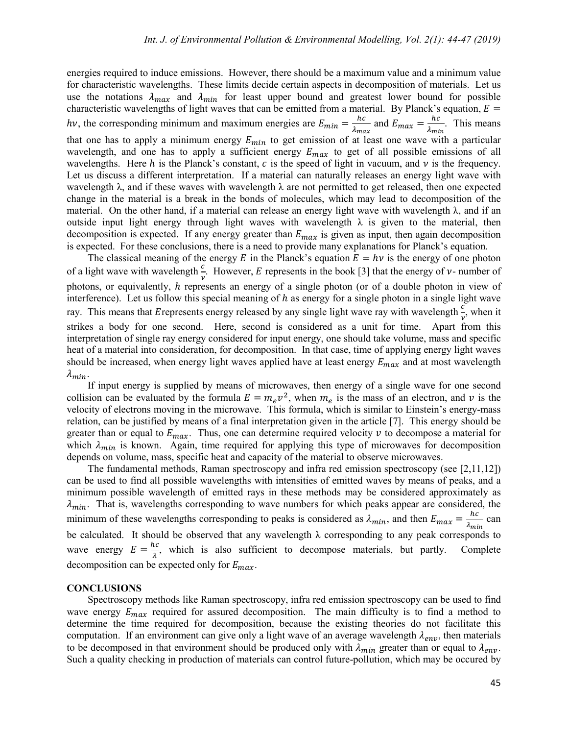energies required to induce emissions. However, there should be a maximum value and a minimum value for characteristic wavelengths. These limits decide certain aspects in decomposition of materials. Let us use the notations $\lambda_{max}$ and $\lambda_{min}$ for least upper bound and greatest lower bound for possible characteristic wavelengths of light waves that can be emitted from a material. By Planck's equation, $E = h\nu$, the corresponding minimum and maximum energies are $E_{min} = \frac{hc}{\lambda_{max}}$ and $E_{max} = \frac{hc}{\lambda_{min}}$. This means that one has to apply a minimum energy $E_{min}$ to get emission of at least one wave with a particular wavelength, and one has to apply a sufficient energy $E_{max}$ to get of all possible emissions of all wavelengths. Here $h$ is the Planck's constant, $c$ is the speed of light in vacuum, and $\nu$ is the frequency. Let us discuss a different interpretation. If a material can naturally releases an energy light wave with wavelength λ, and if these waves with wavelength λ are not permitted to get released, then one expected change in the material is a break in the bonds of molecules, which may lead to decomposition of the material. On the other hand, if a material can release an energy light wave with wavelength λ, and if an outside input light energy through light waves with wavelength λ is given to the material, then decomposition is expected. If any energy greater than $E_{max}$ is given as input, then again decomposition is expected. For these conclusions, there is a need to provide many explanations for Planck's equation.

The classical meaning of the energy $E$ in the Planck's equation $E = h\nu$ is the energy of one photon of a light wave with wavelength $\frac{c}{\nu}$. However, $E$ represents in the book [3] that the energy of $\nu$- number of photons, or equivalently, $h$ represents an energy of a single photon (or of a double photon in view of interference). Let us follow this special meaning of $h$ as energy for a single photon in a single light wave ray. This means that $E$represents energy released by any single light wave ray with wavelength $\frac{c}{\nu}$, when it strikes a body for one second. Here, second is considered as a unit for time. Apart from this interpretation of single ray energy considered for input energy, one should take volume, mass and specific heat of a material into consideration, for decomposition. In that case, time of applying energy light waves should be increased, when energy light waves applied have at least energy $E_{max}$ and at most wavelength $\lambda_{min}$.

If input energy is supplied by means of microwaves, then energy of a single wave for one second collision can be evaluated by the formula $E = m_e v^2$, when $m_e$ is the mass of an electron, and $v$ is the velocity of electrons moving in the microwave. This formula, which is similar to Einstein's energy-mass relation, can be justified by means of a final interpretation given in the article [7]. This energy should be greater than or equal to $E_{max}$. Thus, one can determine required velocity $v$ to decompose a material for which $\lambda_{min}$ is known. Again, time required for applying this type of microwaves for decomposition depends on volume, mass, specific heat and capacity of the material to observe microwaves.

The fundamental methods, Raman spectroscopy and infra red emission spectroscopy (see [2,11,12]) can be used to find all possible wavelengths with intensities of emitted waves by means of peaks, and a minimum possible wavelength of emitted rays in these methods may be considered approximately as $\lambda_{min}$. That is, wavelengths corresponding to wave numbers for which peaks appear are considered, the minimum of these wavelengths corresponding to peaks is considered as $\lambda_{min}$, and then $E_{max} = \frac{hc}{\lambda_{min}}$ can be calculated. It should be observed that any wavelength λ corresponding to any peak corresponds to wave energy $E = \frac{hc}{\lambda}$, which is also sufficient to decompose materials, but partly. Complete decomposition can be expected only for $E_{max}$.

## CONCLUSIONS

Spectroscopy methods like Raman spectroscopy, infra red emission spectroscopy can be used to find wave energy $E_{max}$ required for assured decomposition. The main difficulty is to find a method to determine the time required for decomposition, because the existing theories do not facilitate this computation. If an environment can give only a light wave of an average wavelength $\lambda_{env}$, then materials to be decomposed in that environment should be produced only with $\lambda_{min}$ greater than or equal to $\lambda_{env}$. Such a quality checking in production of materials can control future-pollution, which may be occured by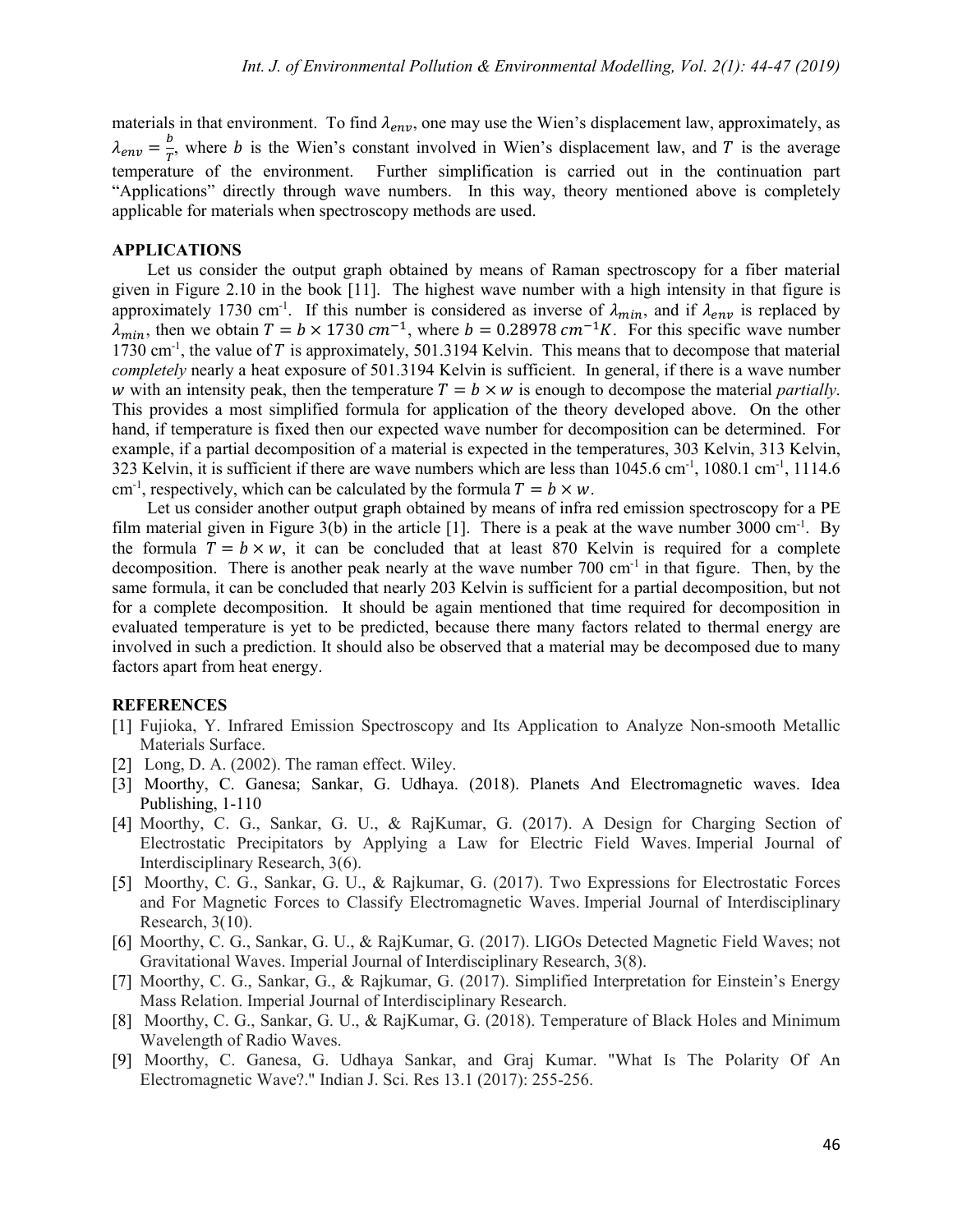materials in that environment. To find $\lambda_{env}$, one may use the Wien's displacement law, approximately, as $\lambda_{env} = \frac{b}{T}$, where $b$ is the Wien's constant involved in Wien's displacement law, and $T$ is the average temperature of the environment. Further simplification is carried out in the continuation part "Applications" directly through wave numbers. In this way, theory mentioned above is completely applicable for materials when spectroscopy methods are used.

## APPLICATIONS

Let us consider the output graph obtained by means of Raman spectroscopy for a fiber material given in Figure 2.10 in the book [11]. The highest wave number with a high intensity in that figure is approximately 1730 $cm^{-1}$. If this number is considered as inverse of $\lambda_{min}$, and if $\lambda_{env}$ is replaced by $\lambda_{min}$, then we obtain $T = b \times 1730\ cm^{-1}$, where $b = 0.28978\ cm^{-1}K$. For this specific wave number 1730 $cm^{-1}$, the value of $T$ is approximately, 501.3194 Kelvin. This means that to decompose that material *completely* nearly a heat exposure of 501.3194 Kelvin is sufficient. In general, if there is a wave number $w$ with an intensity peak, then the temperature $T = b \times w$ is enough to decompose the material *partially*. This provides a most simplified formula for application of the theory developed above. On the other hand, if temperature is fixed then our expected wave number for decomposition can be determined. For example, if a partial decomposition of a material is expected in the temperatures, 303 Kelvin, 313 Kelvin, 323 Kelvin, it is sufficient if there are wave numbers which are less than 1045.6 $cm^{-1}$, 1080.1 $cm^{-1}$, 1114.6 $cm^{-1}$, respectively, which can be calculated by the formula $T = b \times w$.

Let us consider another output graph obtained by means of infra red emission spectroscopy for a PE film material given in Figure 3(b) in the article [1]. There is a peak at the wave number 3000 $cm^{-1}$. By the formula $T = b \times w$, it can be concluded that at least 870 Kelvin is required for a complete decomposition. There is another peak nearly at the wave number 700 $cm^{-1}$ in that figure. Then, by the same formula, it can be concluded that nearly 203 Kelvin is sufficient for a partial decomposition, but not for a complete decomposition. It should be again mentioned that time required for decomposition in evaluated temperature is yet to be predicted, because there many factors related to thermal energy are involved in such a prediction. It should also be observed that a material may be decomposed due to many factors apart from heat energy.

## REFERENCES

[1] Fujioka, Y. Infrared Emission Spectroscopy and Its Application to Analyze Non-smooth Metallic Materials Surface.

[2] Long, D. A. (2002). The raman effect. Wiley.

[3] Moorthy, C. Ganesa; Sankar, G. Udhaya. (2018). Planets And Electromagnetic waves. Idea Publishing, 1-110

[4] Moorthy, C. G., Sankar, G. U., & RajKumar, G. (2017). A Design for Charging Section of Electrostatic Precipitators by Applying a Law for Electric Field Waves. Imperial Journal of Interdisciplinary Research, 3(6).

[5] Moorthy, C. G., Sankar, G. U., & Rajkumar, G. (2017). Two Expressions for Electrostatic Forces and For Magnetic Forces to Classify Electromagnetic Waves. Imperial Journal of Interdisciplinary Research, 3(10).

[6] Moorthy, C. G., Sankar, G. U., & RajKumar, G. (2017). LIGOs Detected Magnetic Field Waves; not Gravitational Waves. Imperial Journal of Interdisciplinary Research, 3(8).

[7] Moorthy, C. G., Sankar, G., & Rajkumar, G. (2017). Simplified Interpretation for Einstein's Energy Mass Relation. Imperial Journal of Interdisciplinary Research.

[8] Moorthy, C. G., Sankar, G. U., & RajKumar, G. (2018). Temperature of Black Holes and Minimum Wavelength of Radio Waves.

[9] Moorthy, C. Ganesa, G. Udhaya Sankar, and Graj Kumar. "What Is The Polarity Of An Electromagnetic Wave?." Indian J. Sci. Res 13.1 (2017): 255-256.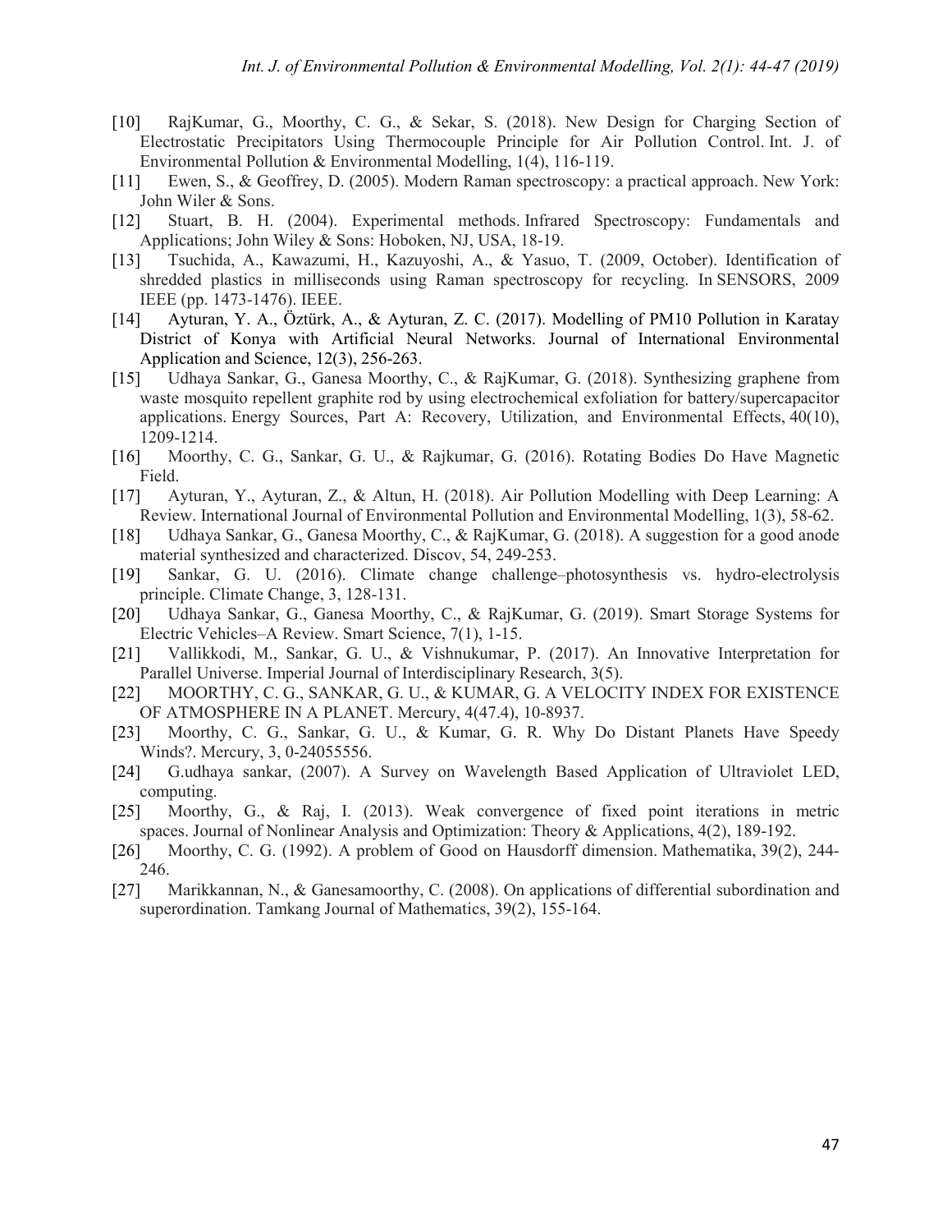[10] RajKumar, G., Moorthy, C. G., & Sekar, S. (2018). New Design for Charging Section of Electrostatic Precipitators Using Thermocouple Principle for Air Pollution Control. Int. J. of Environmental Pollution & Environmental Modelling, 1(4), 116-119.

[11] Ewen, S., & Geoffrey, D. (2005). Modern Raman spectroscopy: a practical approach. New York: John Wiler & Sons.

[12] Stuart, B. H. (2004). Experimental methods. Infrared Spectroscopy: Fundamentals and Applications; John Wiley & Sons: Hoboken, NJ, USA, 18-19.

[13] Tsuchida, A., Kawazumi, H., Kazuyoshi, A., & Yasuo, T. (2009, October). Identification of shredded plastics in milliseconds using Raman spectroscopy for recycling. In SENSORS, 2009 IEEE (pp. 1473-1476). IEEE.

[14] Ayturan, Y. A., Öztürk, A., & Ayturan, Z. C. (2017). Modelling of PM10 Pollution in Karatay District of Konya with Artificial Neural Networks. Journal of International Environmental Application and Science, 12(3), 256-263.

[15] Udhaya Sankar, G., Ganesa Moorthy, C., & RajKumar, G. (2018). Synthesizing graphene from waste mosquito repellent graphite rod by using electrochemical exfoliation for battery/supercapacitor applications. Energy Sources, Part A: Recovery, Utilization, and Environmental Effects, 40(10), 1209-1214.

[16] Moorthy, C. G., Sankar, G. U., & Rajkumar, G. (2016). Rotating Bodies Do Have Magnetic Field.

[17] Ayturan, Y., Ayturan, Z., & Altun, H. (2018). Air Pollution Modelling with Deep Learning: A Review. International Journal of Environmental Pollution and Environmental Modelling, 1(3), 58-62.

[18] Udhaya Sankar, G., Ganesa Moorthy, C., & RajKumar, G. (2018). A suggestion for a good anode material synthesized and characterized. Discov, 54, 249-253.

[19] Sankar, G. U. (2016). Climate change challenge–photosynthesis vs. hydro-electrolysis principle. Climate Change, 3, 128-131.

[20] Udhaya Sankar, G., Ganesa Moorthy, C., & RajKumar, G. (2019). Smart Storage Systems for Electric Vehicles–A Review. Smart Science, 7(1), 1-15.

[21] Vallikkodi, M., Sankar, G. U., & Vishnukumar, P. (2017). An Innovative Interpretation for Parallel Universe. Imperial Journal of Interdisciplinary Research, 3(5).

[22] MOORTHY, C. G., SANKAR, G. U., & KUMAR, G. A VELOCITY INDEX FOR EXISTENCE OF ATMOSPHERE IN A PLANET. Mercury, 4(47.4), 10-8937.

[23] Moorthy, C. G., Sankar, G. U., & Kumar, G. R. Why Do Distant Planets Have Speedy Winds?. Mercury, 3, 0-24055556.

[24] G.udhaya sankar, (2007). A Survey on Wavelength Based Application of Ultraviolet LED, computing.

[25] Moorthy, G., & Raj, I. (2013). Weak convergence of fixed point iterations in metric spaces. Journal of Nonlinear Analysis and Optimization: Theory & Applications, 4(2), 189-192.

[26] Moorthy, C. G. (1992). A problem of Good on Hausdorff dimension. Mathematika, 39(2), 244-246.

[27] Marikkannan, N., & Ganesamoorthy, C. (2008). On applications of differential subordination and superordination. Tamkang Journal of Mathematics, 39(2), 155-164.